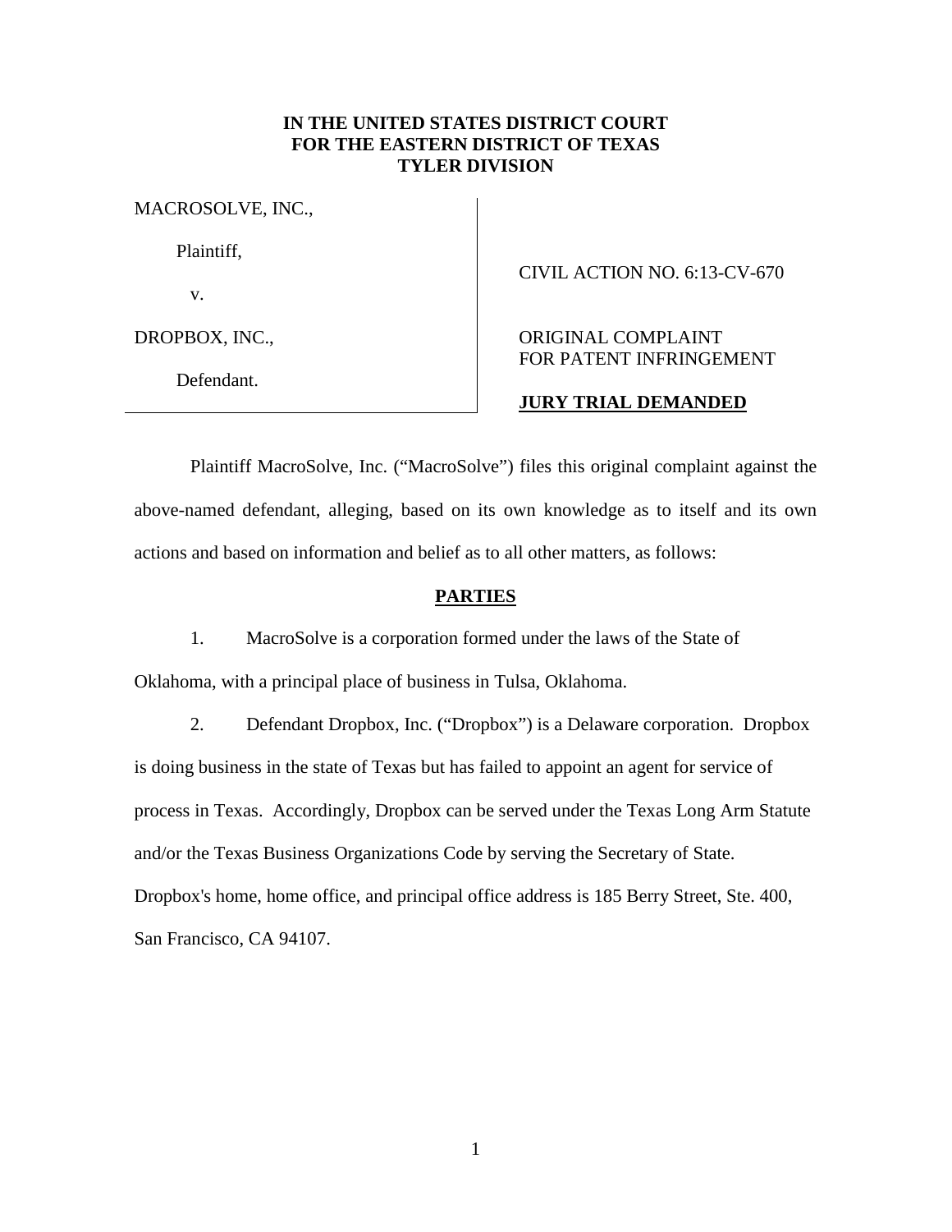**IN THE UNITED STATES DISTRICT COURT**
**FOR THE EASTERN DISTRICT OF TEXAS**
**TYLER DIVISION**

| | |
|---|---|
| MACROSOLVE, INC.,<br><br>Plaintiff,<br><br>v.<br><br>DROPBOX, INC.,<br><br>Defendant. | CIVIL ACTION NO. 6:13-CV-670<br><br>ORIGINAL COMPLAINT FOR PATENT INFRINGEMENT<br><br>**JURY TRIAL DEMANDED** |

Plaintiff MacroSolve, Inc. ("MacroSolve") files this original complaint against the above-named defendant, alleging, based on its own knowledge as to itself and its own actions and based on information and belief as to all other matters, as follows:

## PARTIES

1. MacroSolve is a corporation formed under the laws of the State of Oklahoma, with a principal place of business in Tulsa, Oklahoma.

2. Defendant Dropbox, Inc. ("Dropbox") is a Delaware corporation. Dropbox is doing business in the state of Texas but has failed to appoint an agent for service of process in Texas. Accordingly, Dropbox can be served under the Texas Long Arm Statute and/or the Texas Business Organizations Code by serving the Secretary of State. Dropbox's home, home office, and principal office address is 185 Berry Street, Ste. 400, San Francisco, CA 94107.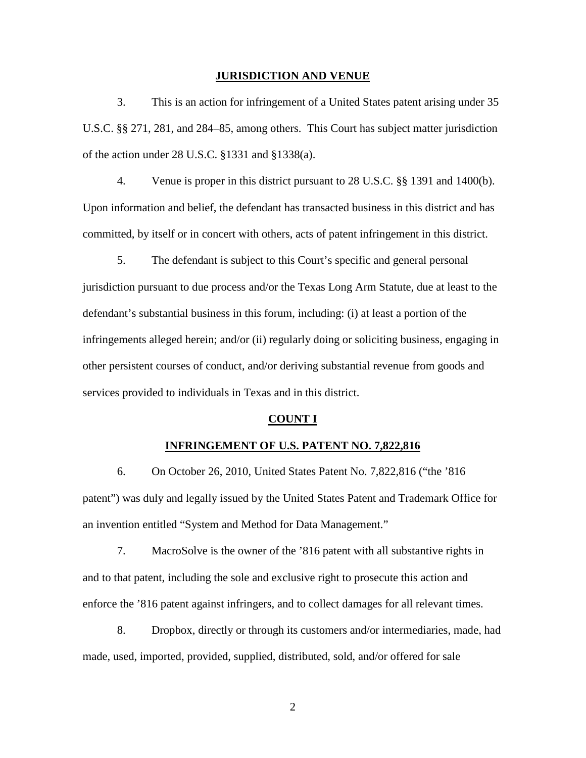## JURISDICTION AND VENUE

3. This is an action for infringement of a United States patent arising under 35 U.S.C. §§ 271, 281, and 284–85, among others. This Court has subject matter jurisdiction of the action under 28 U.S.C. §1331 and §1338(a).

4. Venue is proper in this district pursuant to 28 U.S.C. §§ 1391 and 1400(b). Upon information and belief, the defendant has transacted business in this district and has committed, by itself or in concert with others, acts of patent infringement in this district.

5. The defendant is subject to this Court's specific and general personal jurisdiction pursuant to due process and/or the Texas Long Arm Statute, due at least to the defendant's substantial business in this forum, including: (i) at least a portion of the infringements alleged herein; and/or (ii) regularly doing or soliciting business, engaging in other persistent courses of conduct, and/or deriving substantial revenue from goods and services provided to individuals in Texas and in this district.

## COUNT I

## INFRINGEMENT OF U.S. PATENT NO. 7,822,816

6. On October 26, 2010, United States Patent No. 7,822,816 ("the '816 patent") was duly and legally issued by the United States Patent and Trademark Office for an invention entitled "System and Method for Data Management."

7. MacroSolve is the owner of the '816 patent with all substantive rights in and to that patent, including the sole and exclusive right to prosecute this action and enforce the '816 patent against infringers, and to collect damages for all relevant times.

8. Dropbox, directly or through its customers and/or intermediaries, made, had made, used, imported, provided, supplied, distributed, sold, and/or offered for sale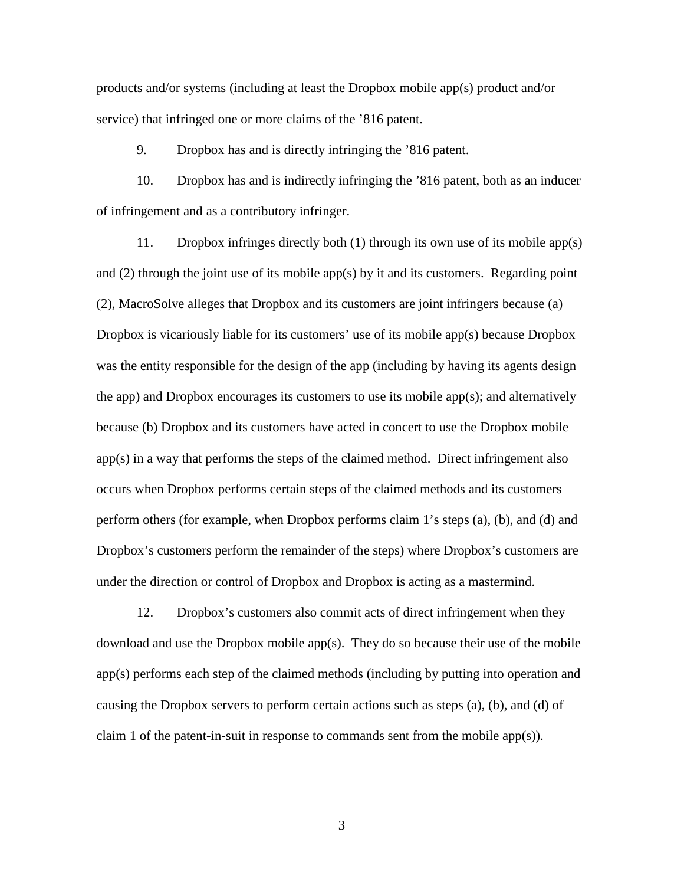products and/or systems (including at least the Dropbox mobile app(s) product and/or service) that infringed one or more claims of the ’816 patent.

9. Dropbox has and is directly infringing the ’816 patent.

10. Dropbox has and is indirectly infringing the ’816 patent, both as an inducer of infringement and as a contributory infringer.

11. Dropbox infringes directly both (1) through its own use of its mobile app(s) and (2) through the joint use of its mobile app(s) by it and its customers. Regarding point (2), MacroSolve alleges that Dropbox and its customers are joint infringers because (a) Dropbox is vicariously liable for its customers’ use of its mobile app(s) because Dropbox was the entity responsible for the design of the app (including by having its agents design the app) and Dropbox encourages its customers to use its mobile app(s); and alternatively because (b) Dropbox and its customers have acted in concert to use the Dropbox mobile app(s) in a way that performs the steps of the claimed method. Direct infringement also occurs when Dropbox performs certain steps of the claimed methods and its customers perform others (for example, when Dropbox performs claim 1’s steps (a), (b), and (d) and Dropbox’s customers perform the remainder of the steps) where Dropbox’s customers are under the direction or control of Dropbox and Dropbox is acting as a mastermind.

12. Dropbox’s customers also commit acts of direct infringement when they download and use the Dropbox mobile app(s). They do so because their use of the mobile app(s) performs each step of the claimed methods (including by putting into operation and causing the Dropbox servers to perform certain actions such as steps (a), (b), and (d) of claim 1 of the patent-in-suit in response to commands sent from the mobile app(s)).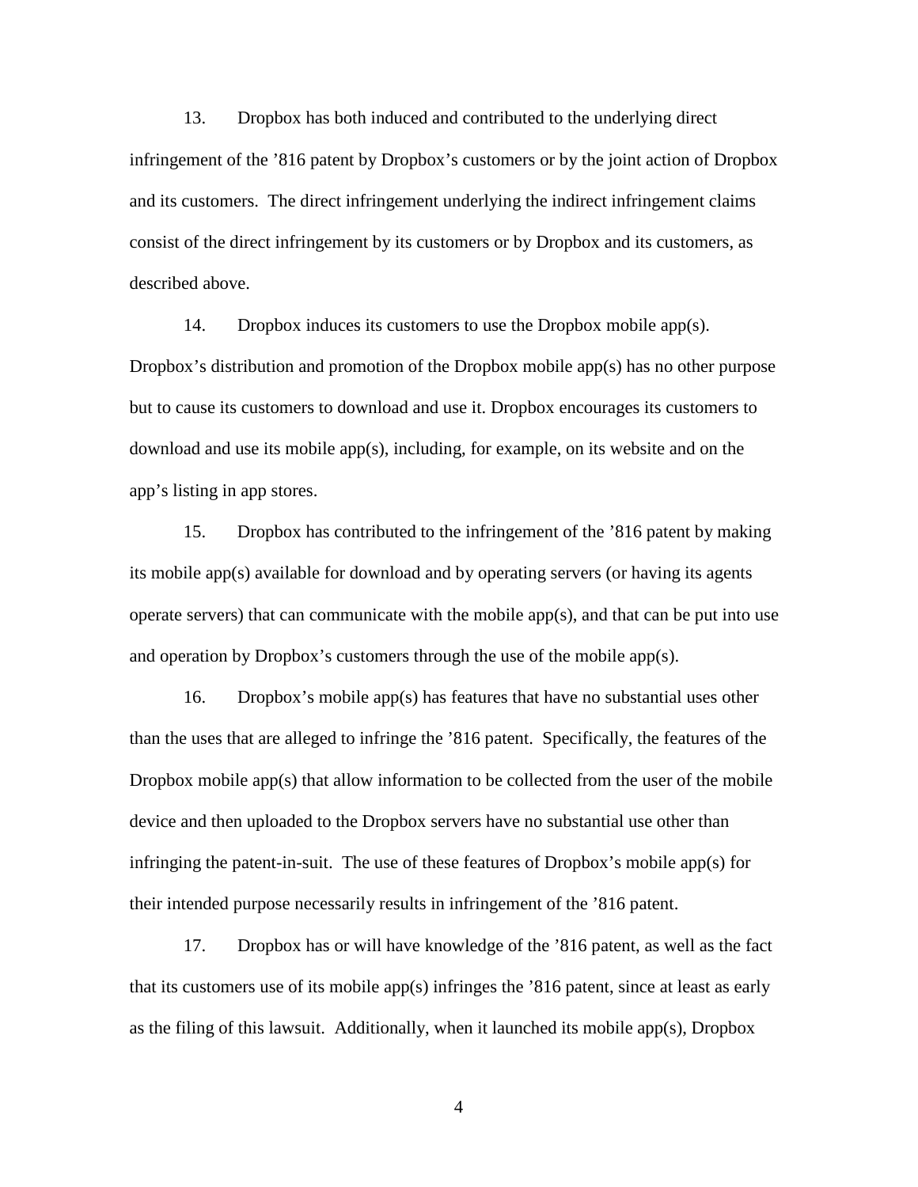13. Dropbox has both induced and contributed to the underlying direct infringement of the ’816 patent by Dropbox’s customers or by the joint action of Dropbox and its customers. The direct infringement underlying the indirect infringement claims consist of the direct infringement by its customers or by Dropbox and its customers, as described above.

14. Dropbox induces its customers to use the Dropbox mobile app(s). Dropbox’s distribution and promotion of the Dropbox mobile app(s) has no other purpose but to cause its customers to download and use it. Dropbox encourages its customers to download and use its mobile app(s), including, for example, on its website and on the app’s listing in app stores.

15. Dropbox has contributed to the infringement of the ’816 patent by making its mobile app(s) available for download and by operating servers (or having its agents operate servers) that can communicate with the mobile app(s), and that can be put into use and operation by Dropbox’s customers through the use of the mobile app(s).

16. Dropbox’s mobile app(s) has features that have no substantial uses other than the uses that are alleged to infringe the ’816 patent. Specifically, the features of the Dropbox mobile app(s) that allow information to be collected from the user of the mobile device and then uploaded to the Dropbox servers have no substantial use other than infringing the patent-in-suit. The use of these features of Dropbox’s mobile app(s) for their intended purpose necessarily results in infringement of the ’816 patent.

17. Dropbox has or will have knowledge of the ’816 patent, as well as the fact that its customers use of its mobile app(s) infringes the ’816 patent, since at least as early as the filing of this lawsuit. Additionally, when it launched its mobile app(s), Dropbox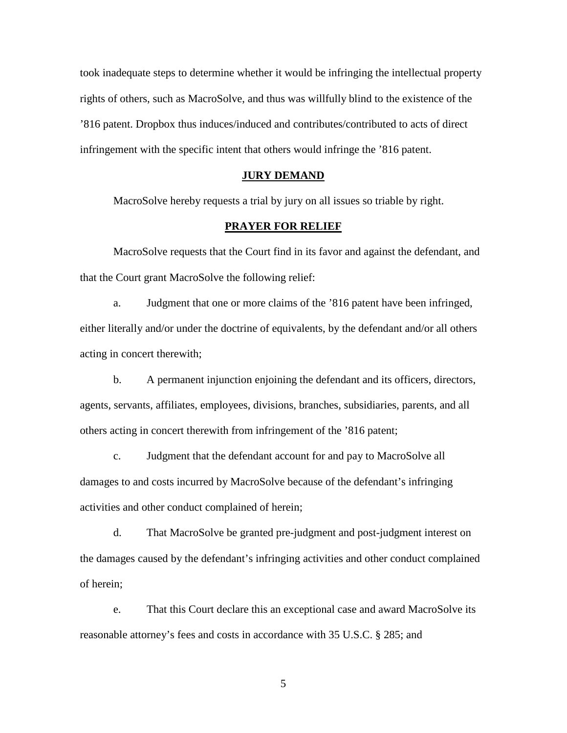took inadequate steps to determine whether it would be infringing the intellectual property rights of others, such as MacroSolve, and thus was willfully blind to the existence of the ’816 patent. Dropbox thus induces/induced and contributes/contributed to acts of direct infringement with the specific intent that others would infringe the ’816 patent.

## JURY DEMAND

MacroSolve hereby requests a trial by jury on all issues so triable by right.

## PRAYER FOR RELIEF

MacroSolve requests that the Court find in its favor and against the defendant, and that the Court grant MacroSolve the following relief:

a. Judgment that one or more claims of the ’816 patent have been infringed, either literally and/or under the doctrine of equivalents, by the defendant and/or all others acting in concert therewith;

b. A permanent injunction enjoining the defendant and its officers, directors, agents, servants, affiliates, employees, divisions, branches, subsidiaries, parents, and all others acting in concert therewith from infringement of the ’816 patent;

c. Judgment that the defendant account for and pay to MacroSolve all damages to and costs incurred by MacroSolve because of the defendant’s infringing activities and other conduct complained of herein;

d. That MacroSolve be granted pre-judgment and post-judgment interest on the damages caused by the defendant’s infringing activities and other conduct complained of herein;

e. That this Court declare this an exceptional case and award MacroSolve its reasonable attorney’s fees and costs in accordance with 35 U.S.C. § 285; and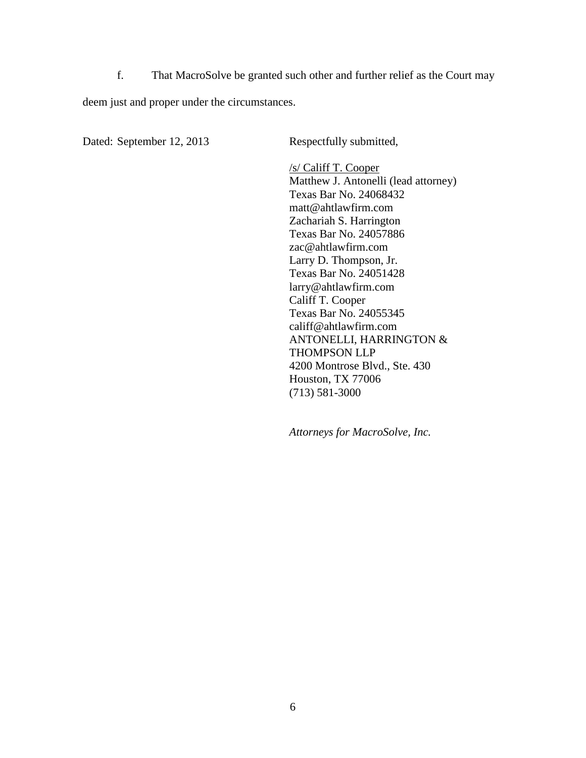f. That MacroSolve be granted such other and further relief as the Court may deem just and proper under the circumstances.

Dated: September 12, 2013

Respectfully submitted,

/s/ Califf T. Cooper
Matthew J. Antonelli (lead attorney)
Texas Bar No. 24068432
matt@ahtlawfirm.com
Zachariah S. Harrington
Texas Bar No. 24057886
zac@ahtlawfirm.com
Larry D. Thompson, Jr.
Texas Bar No. 24051428
larry@ahtlawfirm.com
Califf T. Cooper
Texas Bar No. 24055345
califf@ahtlawfirm.com
ANTONELLI, HARRINGTON & THOMPSON LLP
4200 Montrose Blvd., Ste. 430
Houston, TX 77006
(713) 581-3000

*Attorneys for MacroSolve, Inc.*